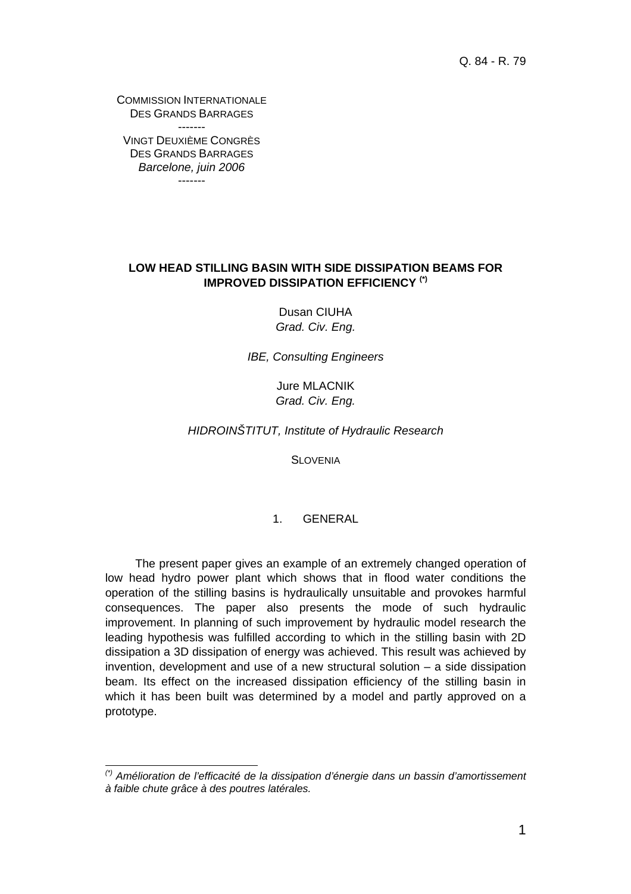Q. 84 - R. 79

COMMISSION INTERNATIONALE
DES GRANDS BARRAGES
-------
VINGT DEUXIÈME CONGRÈS
DES GRANDS BARRAGES
*Barcelone, juin 2006*
-------

# LOW HEAD STILLING BASIN WITH SIDE DISSIPATION BEAMS FOR IMPROVED DISSIPATION EFFICIENCY [(*)]

Dusan CIUHA
*Grad. Civ. Eng.*

*IBE, Consulting Engineers*

Jure MLACNIK
*Grad. Civ. Eng.*

*HIDROINŠTITUT, Institute of Hydraulic Research*

SLOVENIA

## 1. GENERAL

The present paper gives an example of an extremely changed operation of low head hydro power plant which shows that in flood water conditions the operation of the stilling basins is hydraulically unsuitable and provokes harmful consequences. The paper also presents the mode of such hydraulic improvement. In planning of such improvement by hydraulic model research the leading hypothesis was fulfilled according to which in the stilling basin with 2D dissipation a 3D dissipation of energy was achieved. This result was achieved by invention, development and use of a new structural solution – a side dissipation beam. Its effect on the increased dissipation efficiency of the stilling basin in which it has been built was determined by a model and partly approved on a prototype.

---

[(*)] *Amélioration de l'efficacité de la dissipation d'énergie dans un bassin d'amortissement à faible chute grâce à des poutres latérales.*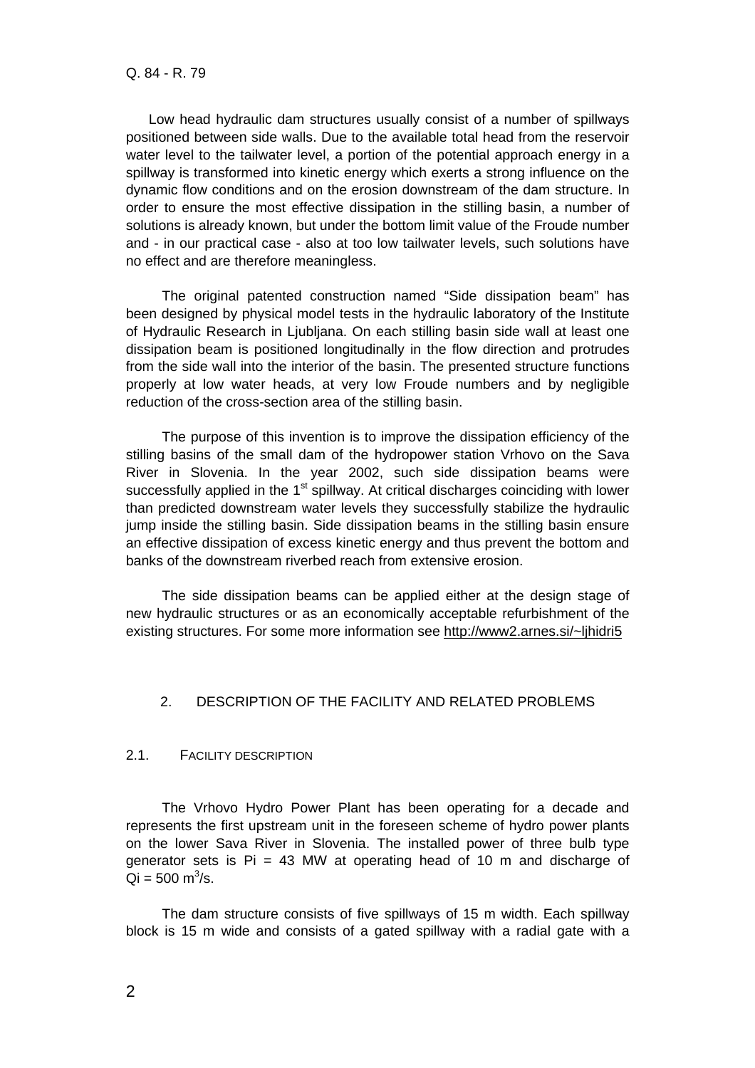Low head hydraulic dam structures usually consist of a number of spillways positioned between side walls. Due to the available total head from the reservoir water level to the tailwater level, a portion of the potential approach energy in a spillway is transformed into kinetic energy which exerts a strong influence on the dynamic flow conditions and on the erosion downstream of the dam structure. In order to ensure the most effective dissipation in the stilling basin, a number of solutions is already known, but under the bottom limit value of the Froude number and - in our practical case - also at too low tailwater levels, such solutions have no effect and are therefore meaningless.

The original patented construction named "Side dissipation beam" has been designed by physical model tests in the hydraulic laboratory of the Institute of Hydraulic Research in Ljubljana. On each stilling basin side wall at least one dissipation beam is positioned longitudinally in the flow direction and protrudes from the side wall into the interior of the basin. The presented structure functions properly at low water heads, at very low Froude numbers and by negligible reduction of the cross-section area of the stilling basin.

The purpose of this invention is to improve the dissipation efficiency of the stilling basins of the small dam of the hydropower station Vrhovo on the Sava River in Slovenia. In the year 2002, such side dissipation beams were successfully applied in the 1st spillway. At critical discharges coinciding with lower than predicted downstream water levels they successfully stabilize the hydraulic jump inside the stilling basin. Side dissipation beams in the stilling basin ensure an effective dissipation of excess kinetic energy and thus prevent the bottom and banks of the downstream riverbed reach from extensive erosion.

The side dissipation beams can be applied either at the design stage of new hydraulic structures or as an economically acceptable refurbishment of the existing structures. For some more information see http://www2.arnes.si/~ljhidri5

## 2. DESCRIPTION OF THE FACILITY AND RELATED PROBLEMS

### 2.1. FACILITY DESCRIPTION

The Vrhovo Hydro Power Plant has been operating for a decade and represents the first upstream unit in the foreseen scheme of hydro power plants on the lower Sava River in Slovenia. The installed power of three bulb type generator sets is $P_i = 43$ MW at operating head of 10 m and discharge of $Q_i = 500$ m$^3$/s.

The dam structure consists of five spillways of 15 m width. Each spillway block is 15 m wide and consists of a gated spillway with a radial gate with a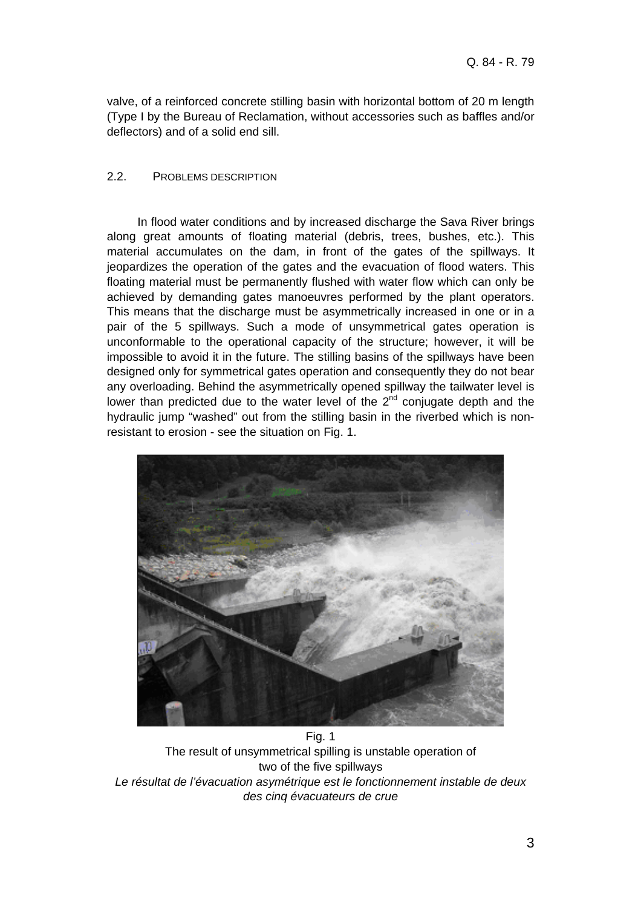valve, of a reinforced concrete stilling basin with horizontal bottom of 20 m length (Type I by the Bureau of Reclamation, without accessories such as baffles and/or deflectors) and of a solid end sill.

### 2.2. PROBLEMS DESCRIPTION

In flood water conditions and by increased discharge the Sava River brings along great amounts of floating material (debris, trees, bushes, etc.). This material accumulates on the dam, in front of the gates of the spillways. It jeopardizes the operation of the gates and the evacuation of flood waters. This floating material must be permanently flushed with water flow which can only be achieved by demanding gates manoeuvres performed by the plant operators. This means that the discharge must be asymmetrically increased in one or in a pair of the 5 spillways. Such a mode of unsymmetrical gates operation is unconformable to the operational capacity of the structure; however, it will be impossible to avoid it in the future. The stilling basins of the spillways have been designed only for symmetrical gates operation and consequently they do not bear any overloading. Behind the asymmetrically opened spillway the tailwater level is lower than predicted due to the water level of the 2nd conjugate depth and the hydraulic jump "washed" out from the stilling basin in the riverbed which is non-resistant to erosion - see the situation on Fig. 1.

Fig. 1
The result of unsymmetrical spilling is unstable operation of two of the five spillways
*Le résultat de l'évacuation asymétrique est le fonctionnement instable de deux des cinq évacuateurs de crue*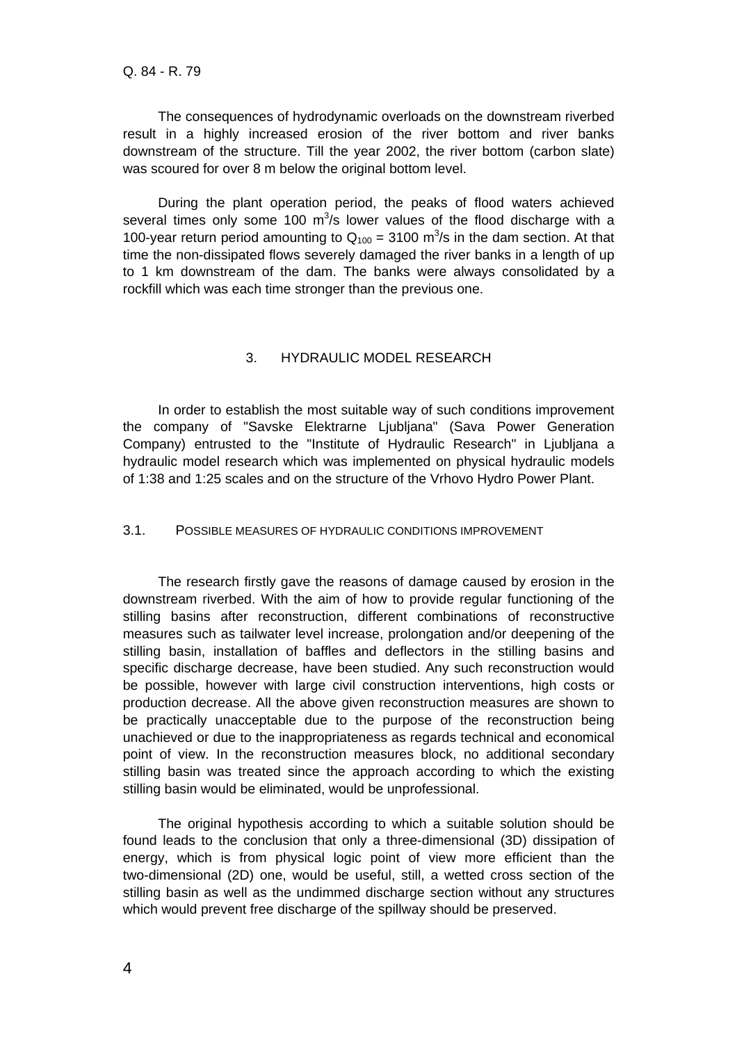The consequences of hydrodynamic overloads on the downstream riverbed result in a highly increased erosion of the river bottom and river banks downstream of the structure. Till the year 2002, the river bottom (carbon slate) was scoured for over 8 m below the original bottom level.

During the plant operation period, the peaks of flood waters achieved several times only some 100 $m^3/s$ lower values of the flood discharge with a 100-year return period amounting to $Q_{100} = 3100$ $m^3/s$ in the dam section. At that time the non-dissipated flows severely damaged the river banks in a length of up to 1 km downstream of the dam. The banks were always consolidated by a rockfill which was each time stronger than the previous one.

## 3. HYDRAULIC MODEL RESEARCH

In order to establish the most suitable way of such conditions improvement the company of "Savske Elektrarne Ljubljana" (Sava Power Generation Company) entrusted to the "Institute of Hydraulic Research" in Ljubljana a hydraulic model research which was implemented on physical hydraulic models of 1:38 and 1:25 scales and on the structure of the Vrhovo Hydro Power Plant.

### 3.1. POSSIBLE MEASURES OF HYDRAULIC CONDITIONS IMPROVEMENT

The research firstly gave the reasons of damage caused by erosion in the downstream riverbed. With the aim of how to provide regular functioning of the stilling basins after reconstruction, different combinations of reconstructive measures such as tailwater level increase, prolongation and/or deepening of the stilling basin, installation of baffles and deflectors in the stilling basins and specific discharge decrease, have been studied. Any such reconstruction would be possible, however with large civil construction interventions, high costs or production decrease. All the above given reconstruction measures are shown to be practically unacceptable due to the purpose of the reconstruction being unachieved or due to the inappropriateness as regards technical and economical point of view. In the reconstruction measures block, no additional secondary stilling basin was treated since the approach according to which the existing stilling basin would be eliminated, would be unprofessional.

The original hypothesis according to which a suitable solution should be found leads to the conclusion that only a three-dimensional (3D) dissipation of energy, which is from physical logic point of view more efficient than the two-dimensional (2D) one, would be useful, still, a wetted cross section of the stilling basin as well as the undimmed discharge section without any structures which would prevent free discharge of the spillway should be preserved.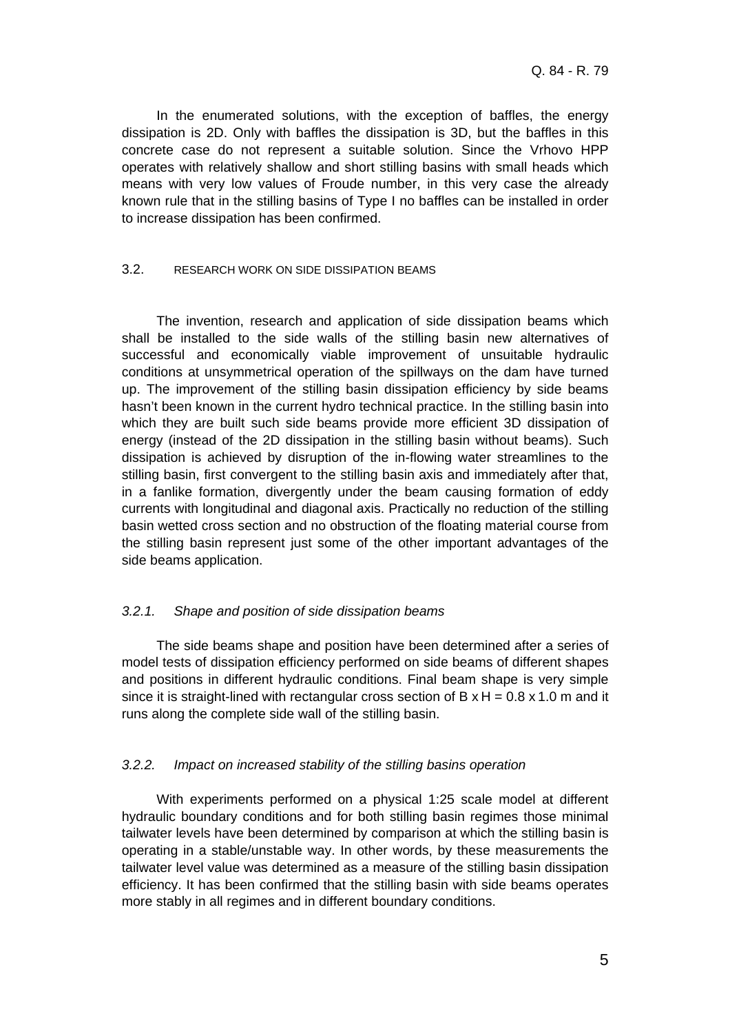In the enumerated solutions, with the exception of baffles, the energy dissipation is 2D. Only with baffles the dissipation is 3D, but the baffles in this concrete case do not represent a suitable solution. Since the Vrhovo HPP operates with relatively shallow and short stilling basins with small heads which means with very low values of Froude number, in this very case the already known rule that in the stilling basins of Type I no baffles can be installed in order to increase dissipation has been confirmed.

## 3.2. RESEARCH WORK ON SIDE DISSIPATION BEAMS

The invention, research and application of side dissipation beams which shall be installed to the side walls of the stilling basin new alternatives of successful and economically viable improvement of unsuitable hydraulic conditions at unsymmetrical operation of the spillways on the dam have turned up. The improvement of the stilling basin dissipation efficiency by side beams hasn't been known in the current hydro technical practice. In the stilling basin into which they are built such side beams provide more efficient 3D dissipation of energy (instead of the 2D dissipation in the stilling basin without beams). Such dissipation is achieved by disruption of the in-flowing water streamlines to the stilling basin, first convergent to the stilling basin axis and immediately after that, in a fanlike formation, divergently under the beam causing formation of eddy currents with longitudinal and diagonal axis. Practically no reduction of the stilling basin wetted cross section and no obstruction of the floating material course from the stilling basin represent just some of the other important advantages of the side beams application.

### *3.2.1. Shape and position of side dissipation beams*

The side beams shape and position have been determined after a series of model tests of dissipation efficiency performed on side beams of different shapes and positions in different hydraulic conditions. Final beam shape is very simple since it is straight-lined with rectangular cross section of B x H = 0.8 x 1.0 m and it runs along the complete side wall of the stilling basin.

### *3.2.2. Impact on increased stability of the stilling basins operation*

With experiments performed on a physical 1:25 scale model at different hydraulic boundary conditions and for both stilling basin regimes those minimal tailwater levels have been determined by comparison at which the stilling basin is operating in a stable/unstable way. In other words, by these measurements the tailwater level value was determined as a measure of the stilling basin dissipation efficiency. It has been confirmed that the stilling basin with side beams operates more stably in all regimes and in different boundary conditions.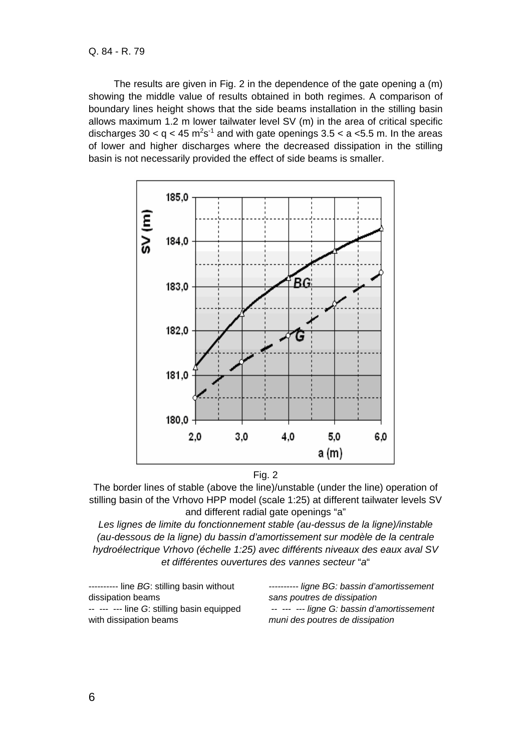The results are given in Fig. 2 in the dependence of the gate opening a (m) showing the middle value of results obtained in both regimes. A comparison of boundary lines height shows that the side beams installation in the stilling basin allows maximum 1.2 m lower tailwater level SV (m) in the area of critical specific discharges $30 < q < 45\ m^2s^{-1}$ and with gate openings $3.5 < a < 5.5$ m. In the areas of lower and higher discharges where the decreased dissipation in the stilling basin is not necessarily provided the effect of side beams is smaller.

Fig. 2

The border lines of stable (above the line)/unstable (under the line) operation of stilling basin of the Vrhovo HPP model (scale 1:25) at different tailwater levels SV and different radial gate openings "a"

*Les lignes de limite du fonctionnement stable (au-dessus de la ligne)/instable (au-dessous de la ligne) du bassin d'amortissement sur modèle de la centrale hydroélectrique Vrhovo (échelle 1:25) avec différents niveaux des eaux aval SV et différentes ouvertures des vannes secteur "a"*

---------- line *BG*: stilling basin without dissipation beams

-- --- --- line *G*: stilling basin equipped with dissipation beams

*---------- ligne BG: bassin d'amortissement sans poutres de dissipation*

*-- --- --- ligne G: bassin d'amortissement muni des poutres de dissipation*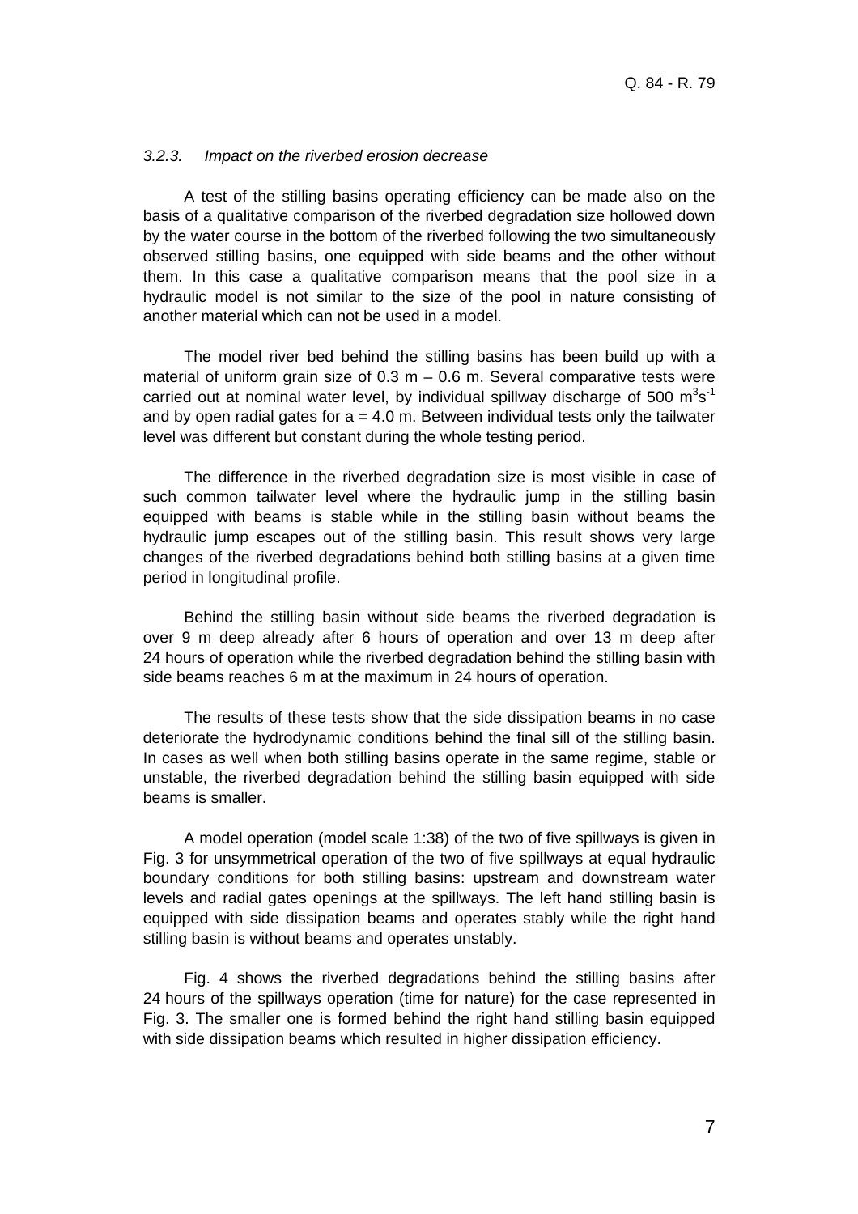### *3.2.3. Impact on the riverbed erosion decrease*

A test of the stilling basins operating efficiency can be made also on the basis of a qualitative comparison of the riverbed degradation size hollowed down by the water course in the bottom of the riverbed following the two simultaneously observed stilling basins, one equipped with side beams and the other without them. In this case a qualitative comparison means that the pool size in a hydraulic model is not similar to the size of the pool in nature consisting of another material which can not be used in a model.

The model river bed behind the stilling basins has been build up with a material of uniform grain size of 0.3 m – 0.6 m. Several comparative tests were carried out at nominal water level, by individual spillway discharge of 500 $m^3s^{-1}$ and by open radial gates for $a = 4.0$ m. Between individual tests only the tailwater level was different but constant during the whole testing period.

The difference in the riverbed degradation size is most visible in case of such common tailwater level where the hydraulic jump in the stilling basin equipped with beams is stable while in the stilling basin without beams the hydraulic jump escapes out of the stilling basin. This result shows very large changes of the riverbed degradations behind both stilling basins at a given time period in longitudinal profile.

Behind the stilling basin without side beams the riverbed degradation is over 9 m deep already after 6 hours of operation and over 13 m deep after 24 hours of operation while the riverbed degradation behind the stilling basin with side beams reaches 6 m at the maximum in 24 hours of operation.

The results of these tests show that the side dissipation beams in no case deteriorate the hydrodynamic conditions behind the final sill of the stilling basin. In cases as well when both stilling basins operate in the same regime, stable or unstable, the riverbed degradation behind the stilling basin equipped with side beams is smaller.

A model operation (model scale 1:38) of the two of five spillways is given in Fig. 3 for unsymmetrical operation of the two of five spillways at equal hydraulic boundary conditions for both stilling basins: upstream and downstream water levels and radial gates openings at the spillways. The left hand stilling basin is equipped with side dissipation beams and operates stably while the right hand stilling basin is without beams and operates unstably.

Fig. 4 shows the riverbed degradations behind the stilling basins after 24 hours of the spillways operation (time for nature) for the case represented in Fig. 3. The smaller one is formed behind the right hand stilling basin equipped with side dissipation beams which resulted in higher dissipation efficiency.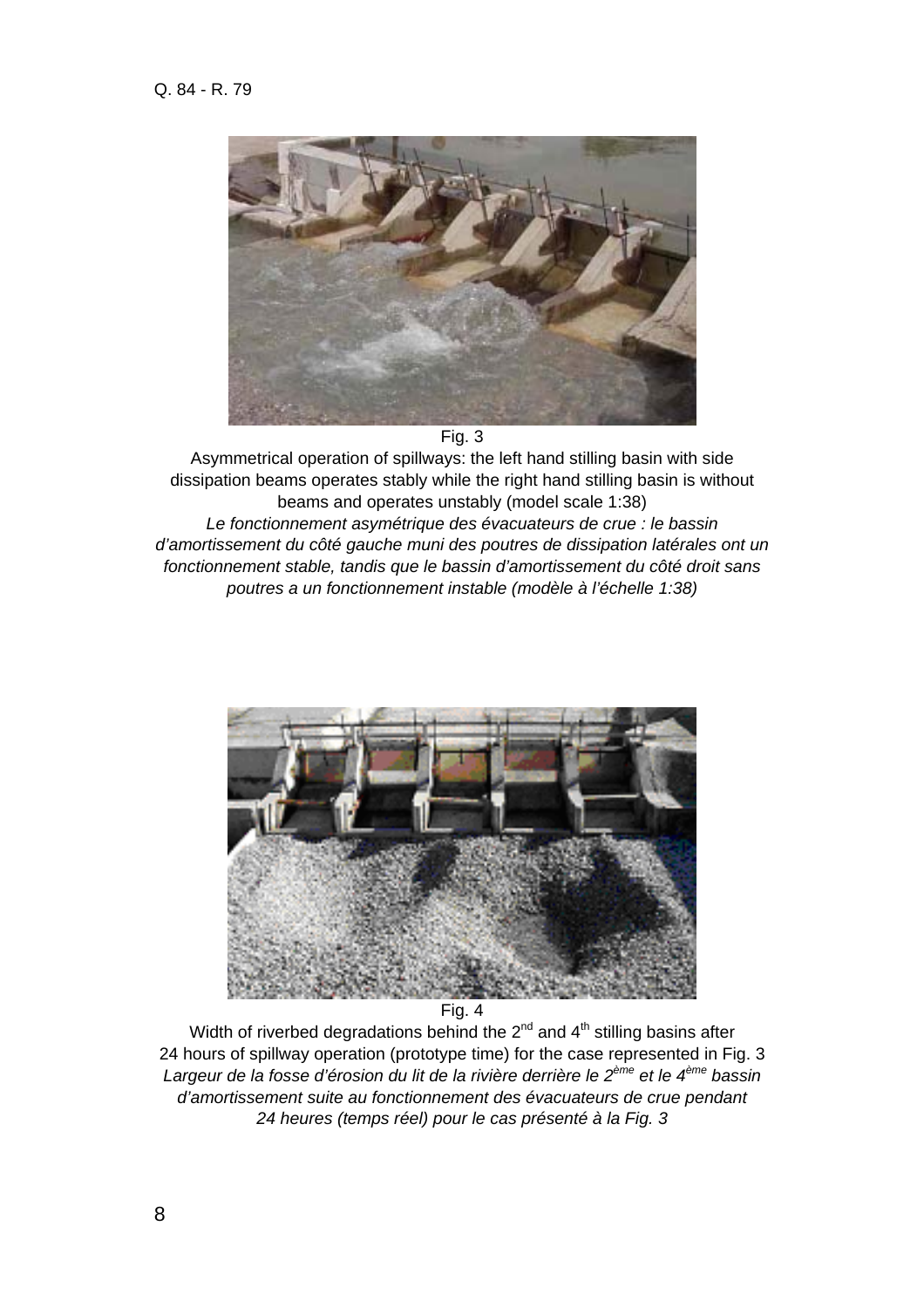Fig. 3

Asymmetrical operation of spillways: the left hand stilling basin with side dissipation beams operates stably while the right hand stilling basin is without beams and operates unstably (model scale 1:38)

*Le fonctionnement asymétrique des évacuateurs de crue : le bassin d'amortissement du côté gauche muni des poutres de dissipation latérales ont un fonctionnement stable, tandis que le bassin d'amortissement du côté droit sans poutres a un fonctionnement instable (modèle à l'échelle 1:38)*

Fig. 4

Width of riverbed degradations behind the 2nd and 4th stilling basins after 24 hours of spillway operation (prototype time) for the case represented in Fig. 3

*Largeur de la fosse d'érosion du lit de la rivière derrière le 2ème et le 4ème bassin d'amortissement suite au fonctionnement des évacuateurs de crue pendant 24 heures (temps réel) pour le cas présenté à la Fig. 3*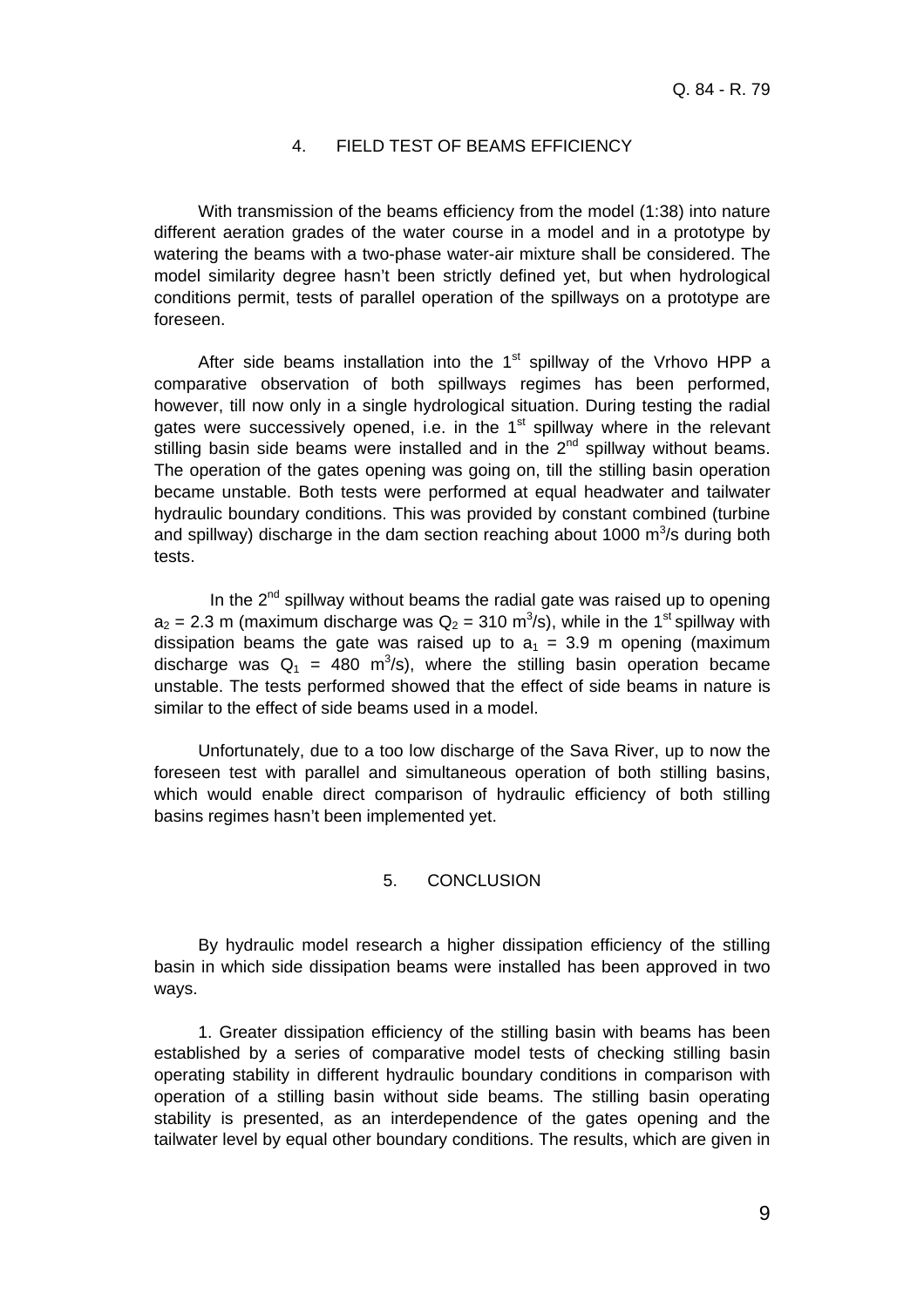## 4. FIELD TEST OF BEAMS EFFICIENCY

With transmission of the beams efficiency from the model (1:38) into nature different aeration grades of the water course in a model and in a prototype by watering the beams with a two-phase water-air mixture shall be considered. The model similarity degree hasn't been strictly defined yet, but when hydrological conditions permit, tests of parallel operation of the spillways on a prototype are foreseen.

After side beams installation into the 1st spillway of the Vrhovo HPP a comparative observation of both spillways regimes has been performed, however, till now only in a single hydrological situation. During testing the radial gates were successively opened, i.e. in the 1st spillway where in the relevant stilling basin side beams were installed and in the 2nd spillway without beams. The operation of the gates opening was going on, till the stilling basin operation became unstable. Both tests were performed at equal headwater and tailwater hydraulic boundary conditions. This was provided by constant combined (turbine and spillway) discharge in the dam section reaching about 1000 $m^3/s$ during both tests.

In the 2nd spillway without beams the radial gate was raised up to opening $a_2$ = 2.3 m (maximum discharge was $Q_2$ = 310 $m^3/s$), while in the 1st spillway with dissipation beams the gate was raised up to $a_1$ = 3.9 m opening (maximum discharge was $Q_1$ = 480 $m^3/s$), where the stilling basin operation became unstable. The tests performed showed that the effect of side beams in nature is similar to the effect of side beams used in a model.

Unfortunately, due to a too low discharge of the Sava River, up to now the foreseen test with parallel and simultaneous operation of both stilling basins, which would enable direct comparison of hydraulic efficiency of both stilling basins regimes hasn't been implemented yet.

## 5. CONCLUSION

By hydraulic model research a higher dissipation efficiency of the stilling basin in which side dissipation beams were installed has been approved in two ways.

1. Greater dissipation efficiency of the stilling basin with beams has been established by a series of comparative model tests of checking stilling basin operating stability in different hydraulic boundary conditions in comparison with operation of a stilling basin without side beams. The stilling basin operating stability is presented, as an interdependence of the gates opening and the tailwater level by equal other boundary conditions. The results, which are given in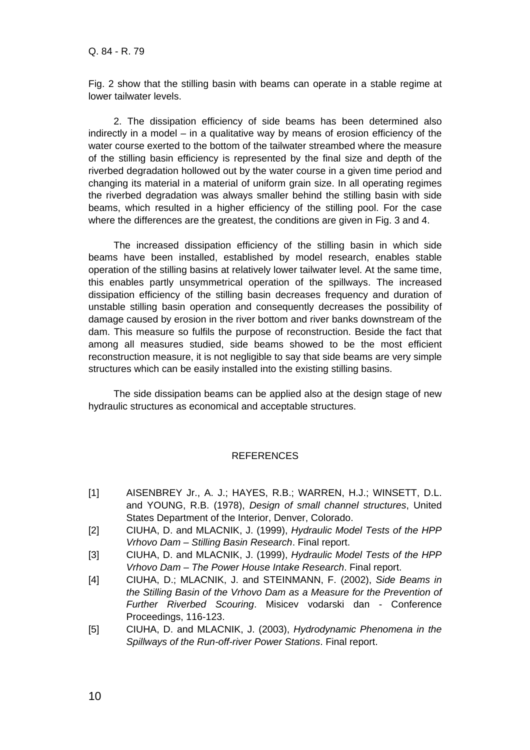Fig. 2 show that the stilling basin with beams can operate in a stable regime at lower tailwater levels.

2. The dissipation efficiency of side beams has been determined also indirectly in a model – in a qualitative way by means of erosion efficiency of the water course exerted to the bottom of the tailwater streambed where the measure of the stilling basin efficiency is represented by the final size and depth of the riverbed degradation hollowed out by the water course in a given time period and changing its material in a material of uniform grain size. In all operating regimes the riverbed degradation was always smaller behind the stilling basin with side beams, which resulted in a higher efficiency of the stilling pool. For the case where the differences are the greatest, the conditions are given in Fig. 3 and 4.

The increased dissipation efficiency of the stilling basin in which side beams have been installed, established by model research, enables stable operation of the stilling basins at relatively lower tailwater level. At the same time, this enables partly unsymmetrical operation of the spillways. The increased dissipation efficiency of the stilling basin decreases frequency and duration of unstable stilling basin operation and consequently decreases the possibility of damage caused by erosion in the river bottom and river banks downstream of the dam. This measure so fulfils the purpose of reconstruction. Beside the fact that among all measures studied, side beams showed to be the most efficient reconstruction measure, it is not negligible to say that side beams are very simple structures which can be easily installed into the existing stilling basins.

The side dissipation beams can be applied also at the design stage of new hydraulic structures as economical and acceptable structures.

## REFERENCES

[1] AISENBREY Jr., A. J.; HAYES, R.B.; WARREN, H.J.; WINSETT, D.L. and YOUNG, R.B. (1978), *Design of small channel structures*, United States Department of the Interior, Denver, Colorado.

[2] CIUHA, D. and MLACNIK, J. (1999), *Hydraulic Model Tests of the HPP Vrhovo Dam – Stilling Basin Research*. Final report.

[3] CIUHA, D. and MLACNIK, J. (1999), *Hydraulic Model Tests of the HPP Vrhovo Dam – The Power House Intake Research*. Final report.

[4] CIUHA, D.; MLACNIK, J. and STEINMANN, F. (2002), *Side Beams in the Stilling Basin of the Vrhovo Dam as a Measure for the Prevention of Further Riverbed Scouring*. Misicev vodarski dan - Conference Proceedings, 116-123.

[5] CIUHA, D. and MLACNIK, J. (2003), *Hydrodynamic Phenomena in the Spillways of the Run-off-river Power Stations*. Final report.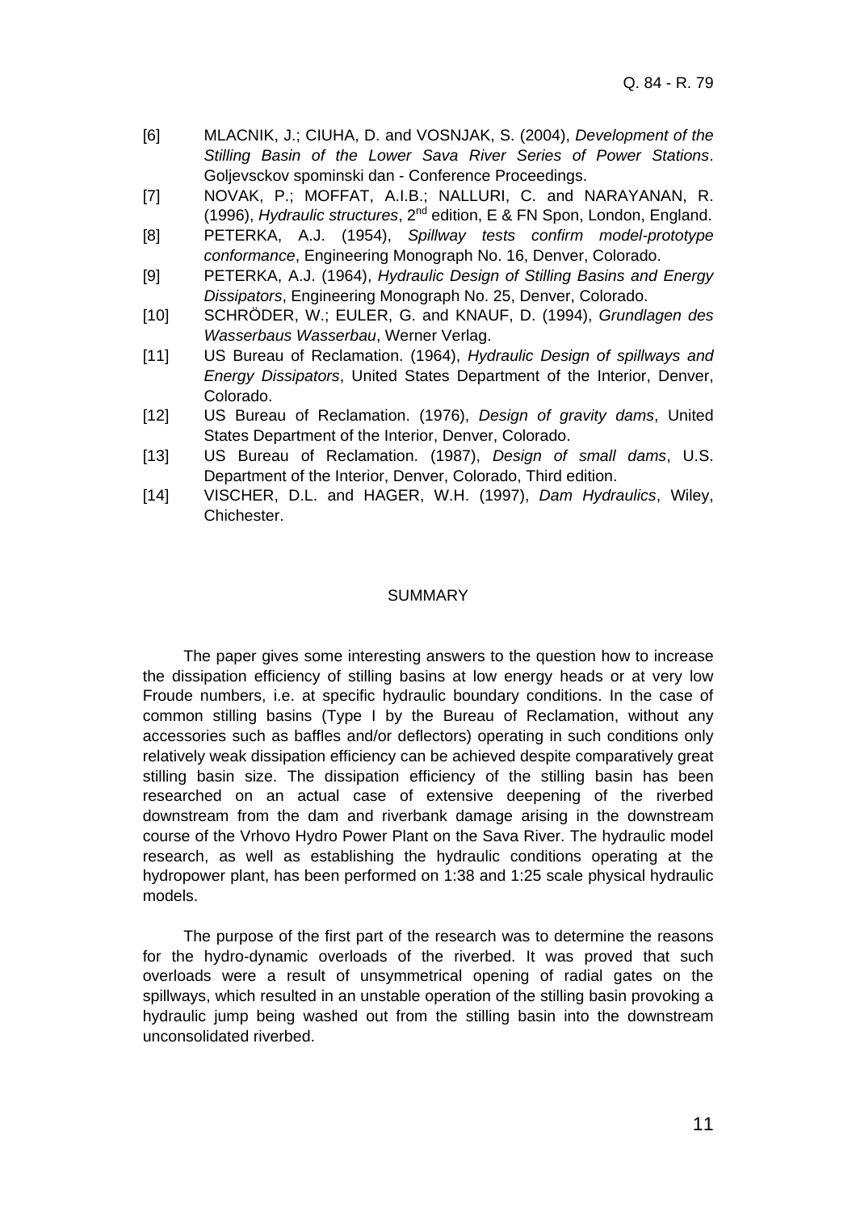[6] MLACNIK, J.; CIUHA, D. and VOSNJAK, S. (2004), *Development of the Stilling Basin of the Lower Sava River Series of Power Stations*. Goljevsckov spominski dan - Conference Proceedings.

[7] NOVAK, P.; MOFFAT, A.I.B.; NALLURI, C. and NARAYANAN, R. (1996), *Hydraulic structures*, 2nd edition, E & FN Spon, London, England.

[8] PETERKA, A.J. (1954), *Spillway tests confirm model-prototype conformance*, Engineering Monograph No. 16, Denver, Colorado.

[9] PETERKA, A.J. (1964), *Hydraulic Design of Stilling Basins and Energy Dissipators*, Engineering Monograph No. 25, Denver, Colorado.

[10] SCHRÖDER, W.; EULER, G. and KNAUF, D. (1994), *Grundlagen des Wasserbaus Wasserbau*, Werner Verlag.

[11] US Bureau of Reclamation. (1964), *Hydraulic Design of spillways and Energy Dissipators*, United States Department of the Interior, Denver, Colorado.

[12] US Bureau of Reclamation. (1976), *Design of gravity dams*, United States Department of the Interior, Denver, Colorado.

[13] US Bureau of Reclamation. (1987), *Design of small dams*, U.S. Department of the Interior, Denver, Colorado, Third edition.

[14] VISCHER, D.L. and HAGER, W.H. (1997), *Dam Hydraulics*, Wiley, Chichester.

## SUMMARY

The paper gives some interesting answers to the question how to increase the dissipation efficiency of stilling basins at low energy heads or at very low Froude numbers, i.e. at specific hydraulic boundary conditions. In the case of common stilling basins (Type I by the Bureau of Reclamation, without any accessories such as baffles and/or deflectors) operating in such conditions only relatively weak dissipation efficiency can be achieved despite comparatively great stilling basin size. The dissipation efficiency of the stilling basin has been researched on an actual case of extensive deepening of the riverbed downstream from the dam and riverbank damage arising in the downstream course of the Vrhovo Hydro Power Plant on the Sava River. The hydraulic model research, as well as establishing the hydraulic conditions operating at the hydropower plant, has been performed on 1:38 and 1:25 scale physical hydraulic models.

The purpose of the first part of the research was to determine the reasons for the hydro-dynamic overloads of the riverbed. It was proved that such overloads were a result of unsymmetrical opening of radial gates on the spillways, which resulted in an unstable operation of the stilling basin provoking a hydraulic jump being washed out from the stilling basin into the downstream unconsolidated riverbed.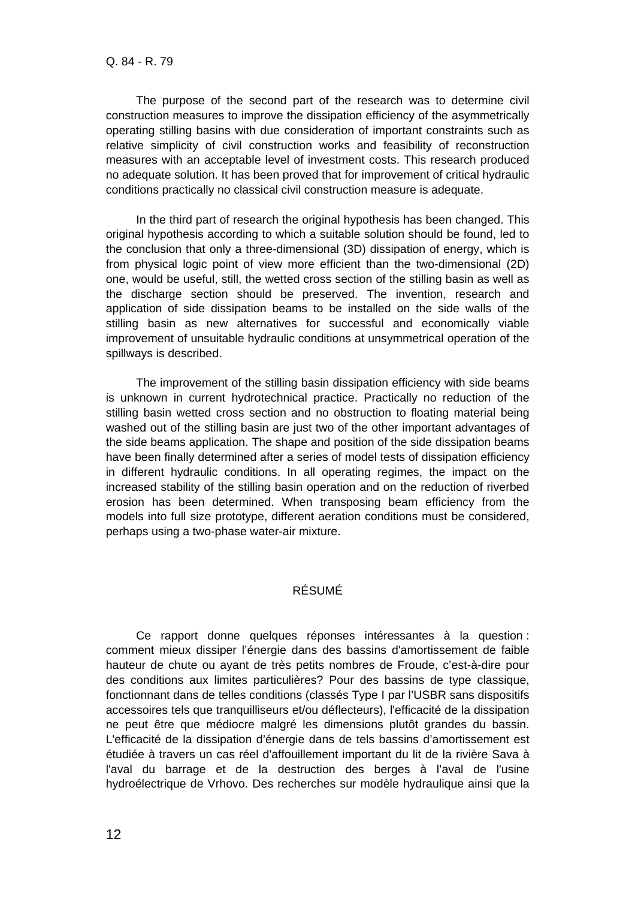The purpose of the second part of the research was to determine civil construction measures to improve the dissipation efficiency of the asymmetrically operating stilling basins with due consideration of important constraints such as relative simplicity of civil construction works and feasibility of reconstruction measures with an acceptable level of investment costs. This research produced no adequate solution. It has been proved that for improvement of critical hydraulic conditions practically no classical civil construction measure is adequate.

In the third part of research the original hypothesis has been changed. This original hypothesis according to which a suitable solution should be found, led to the conclusion that only a three-dimensional (3D) dissipation of energy, which is from physical logic point of view more efficient than the two-dimensional (2D) one, would be useful, still, the wetted cross section of the stilling basin as well as the discharge section should be preserved. The invention, research and application of side dissipation beams to be installed on the side walls of the stilling basin as new alternatives for successful and economically viable improvement of unsuitable hydraulic conditions at unsymmetrical operation of the spillways is described.

The improvement of the stilling basin dissipation efficiency with side beams is unknown in current hydrotechnical practice. Practically no reduction of the stilling basin wetted cross section and no obstruction to floating material being washed out of the stilling basin are just two of the other important advantages of the side beams application. The shape and position of the side dissipation beams have been finally determined after a series of model tests of dissipation efficiency in different hydraulic conditions. In all operating regimes, the impact on the increased stability of the stilling basin operation and on the reduction of riverbed erosion has been determined. When transposing beam efficiency from the models into full size prototype, different aeration conditions must be considered, perhaps using a two-phase water-air mixture.

## RÉSUMÉ

Ce rapport donne quelques réponses intéressantes à la question : comment mieux dissiper l'énergie dans des bassins d'amortissement de faible hauteur de chute ou ayant de très petits nombres de Froude, c'est-à-dire pour des conditions aux limites particulières? Pour des bassins de type classique, fonctionnant dans de telles conditions (classés Type I par l'USBR sans dispositifs accessoires tels que tranquilliseurs et/ou déflecteurs), l'efficacité de la dissipation ne peut être que médiocre malgré les dimensions plutôt grandes du bassin. L'efficacité de la dissipation d'énergie dans de tels bassins d'amortissement est étudiée à travers un cas réel d'affouillement important du lit de la rivière Sava à l'aval du barrage et de la destruction des berges à l'aval de l'usine hydroélectrique de Vrhovo. Des recherches sur modèle hydraulique ainsi que la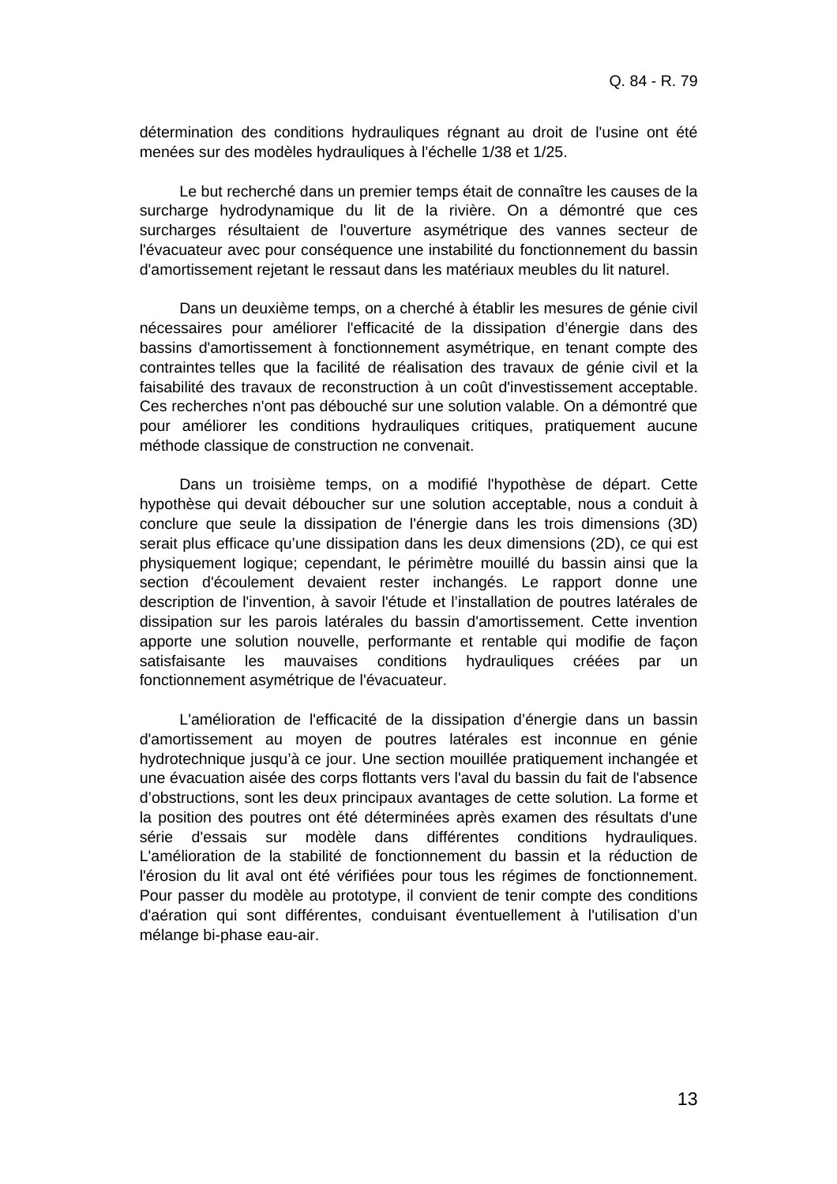détermination des conditions hydrauliques régnant au droit de l'usine ont été menées sur des modèles hydrauliques à l'échelle 1/38 et 1/25.

Le but recherché dans un premier temps était de connaître les causes de la surcharge hydrodynamique du lit de la rivière. On a démontré que ces surcharges résultaient de l'ouverture asymétrique des vannes secteur de l'évacuateur avec pour conséquence une instabilité du fonctionnement du bassin d'amortissement rejetant le ressaut dans les matériaux meubles du lit naturel.

Dans un deuxième temps, on a cherché à établir les mesures de génie civil nécessaires pour améliorer l'efficacité de la dissipation d'énergie dans des bassins d'amortissement à fonctionnement asymétrique, en tenant compte des contraintes telles que la facilité de réalisation des travaux de génie civil et la faisabilité des travaux de reconstruction à un coût d'investissement acceptable. Ces recherches n'ont pas débouché sur une solution valable. On a démontré que pour améliorer les conditions hydrauliques critiques, pratiquement aucune méthode classique de construction ne convenait.

Dans un troisième temps, on a modifié l'hypothèse de départ. Cette hypothèse qui devait déboucher sur une solution acceptable, nous a conduit à conclure que seule la dissipation de l'énergie dans les trois dimensions (3D) serait plus efficace qu'une dissipation dans les deux dimensions (2D), ce qui est physiquement logique; cependant, le périmètre mouillé du bassin ainsi que la section d'écoulement devaient rester inchangés. Le rapport donne une description de l'invention, à savoir l'étude et l'installation de poutres latérales de dissipation sur les parois latérales du bassin d'amortissement. Cette invention apporte une solution nouvelle, performante et rentable qui modifie de façon satisfaisante les mauvaises conditions hydrauliques créées par un fonctionnement asymétrique de l'évacuateur.

L'amélioration de l'efficacité de la dissipation d'énergie dans un bassin d'amortissement au moyen de poutres latérales est inconnue en génie hydrotechnique jusqu'à ce jour. Une section mouillée pratiquement inchangée et une évacuation aisée des corps flottants vers l'aval du bassin du fait de l'absence d'obstructions, sont les deux principaux avantages de cette solution. La forme et la position des poutres ont été déterminées après examen des résultats d'une série d'essais sur modèle dans différentes conditions hydrauliques. L'amélioration de la stabilité de fonctionnement du bassin et la réduction de l'érosion du lit aval ont été vérifiées pour tous les régimes de fonctionnement. Pour passer du modèle au prototype, il convient de tenir compte des conditions d'aération qui sont différentes, conduisant éventuellement à l'utilisation d'un mélange bi-phase eau-air.